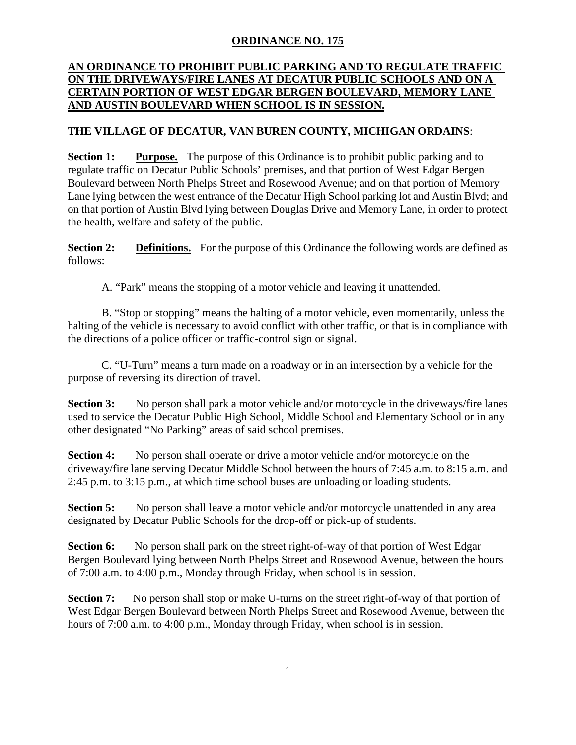# ORDINANCE NO. 175

## AN ORDINANCE TO PROHIBIT PUBLIC PARKING AND TO REGULATE TRAFFIC ON THE DRIVEWAYS/FIRE LANES AT DECATUR PUBLIC SCHOOLS AND ON A CERTAIN PORTION OF WEST EDGAR BERGEN BOULEVARD, MEMORY LANE AND AUSTIN BOULEVARD WHEN SCHOOL IS IN SESSION.

**THE VILLAGE OF DECATUR, VAN BUREN COUNTY, MICHIGAN ORDAINS**:

**Section 1:** **Purpose.** The purpose of this Ordinance is to prohibit public parking and to regulate traffic on Decatur Public Schools' premises, and that portion of West Edgar Bergen Boulevard between North Phelps Street and Rosewood Avenue; and on that portion of Memory Lane lying between the west entrance of the Decatur High School parking lot and Austin Blvd; and on that portion of Austin Blvd lying between Douglas Drive and Memory Lane, in order to protect the health, welfare and safety of the public.

**Section 2:** **Definitions.** For the purpose of this Ordinance the following words are defined as follows:

A. "Park" means the stopping of a motor vehicle and leaving it unattended.

B. "Stop or stopping" means the halting of a motor vehicle, even momentarily, unless the halting of the vehicle is necessary to avoid conflict with other traffic, or that is in compliance with the directions of a police officer or traffic-control sign or signal.

C. "U-Turn" means a turn made on a roadway or in an intersection by a vehicle for the purpose of reversing its direction of travel.

**Section 3:** No person shall park a motor vehicle and/or motorcycle in the driveways/fire lanes used to service the Decatur Public High School, Middle School and Elementary School or in any other designated "No Parking" areas of said school premises.

**Section 4:** No person shall operate or drive a motor vehicle and/or motorcycle on the driveway/fire lane serving Decatur Middle School between the hours of 7:45 a.m. to 8:15 a.m. and 2:45 p.m. to 3:15 p.m., at which time school buses are unloading or loading students.

**Section 5:** No person shall leave a motor vehicle and/or motorcycle unattended in any area designated by Decatur Public Schools for the drop-off or pick-up of students.

**Section 6:** No person shall park on the street right-of-way of that portion of West Edgar Bergen Boulevard lying between North Phelps Street and Rosewood Avenue, between the hours of 7:00 a.m. to 4:00 p.m., Monday through Friday, when school is in session.

**Section 7:** No person shall stop or make U-turns on the street right-of-way of that portion of West Edgar Bergen Boulevard between North Phelps Street and Rosewood Avenue, between the hours of 7:00 a.m. to 4:00 p.m., Monday through Friday, when school is in session.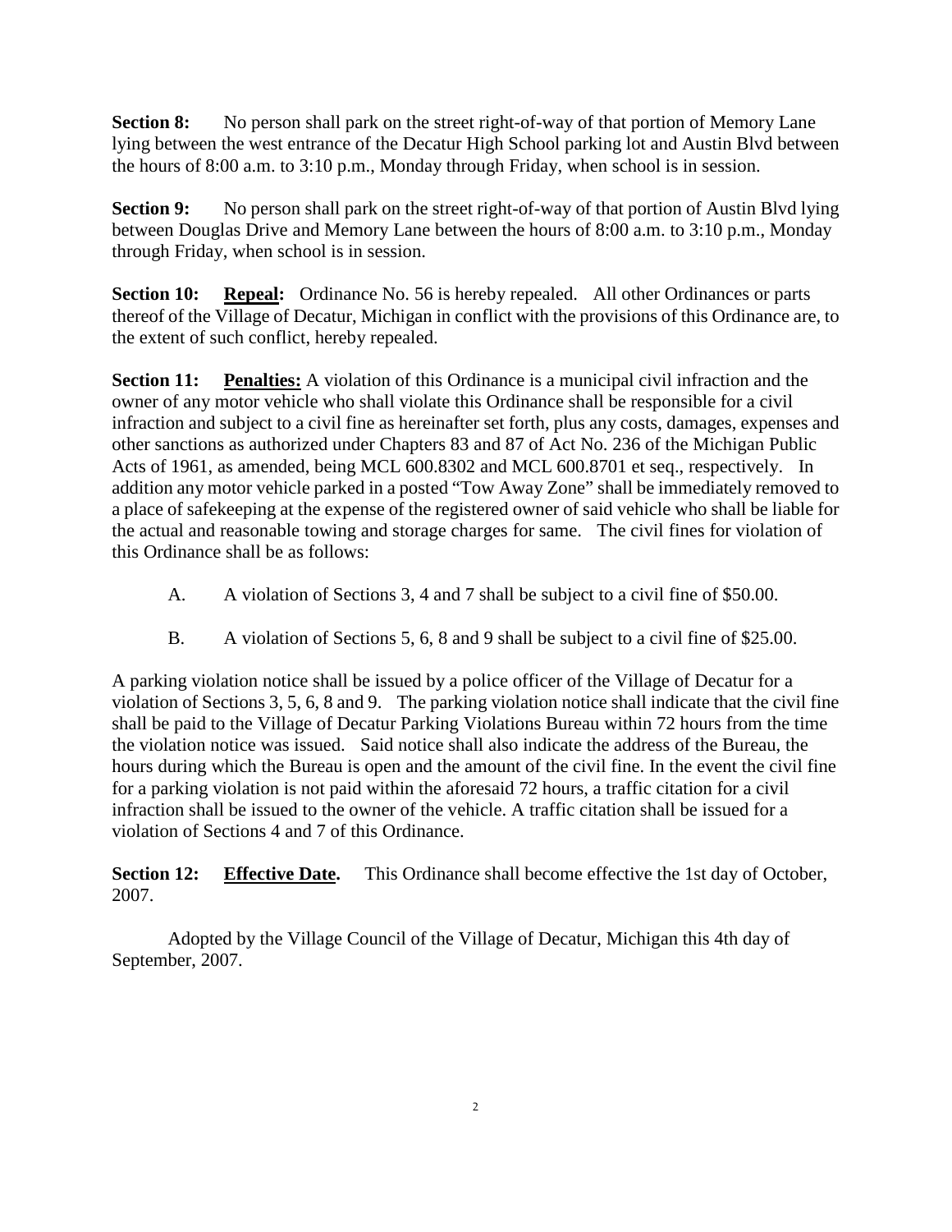**Section 8:** No person shall park on the street right-of-way of that portion of Memory Lane lying between the west entrance of the Decatur High School parking lot and Austin Blvd between the hours of 8:00 a.m. to 3:10 p.m., Monday through Friday, when school is in session.

**Section 9:** No person shall park on the street right-of-way of that portion of Austin Blvd lying between Douglas Drive and Memory Lane between the hours of 8:00 a.m. to 3:10 p.m., Monday through Friday, when school is in session.

**Section 10:** **Repeal:** Ordinance No. 56 is hereby repealed. All other Ordinances or parts thereof of the Village of Decatur, Michigan in conflict with the provisions of this Ordinance are, to the extent of such conflict, hereby repealed.

**Section 11:** **Penalties:** A violation of this Ordinance is a municipal civil infraction and the owner of any motor vehicle who shall violate this Ordinance shall be responsible for a civil infraction and subject to a civil fine as hereinafter set forth, plus any costs, damages, expenses and other sanctions as authorized under Chapters 83 and 87 of Act No. 236 of the Michigan Public Acts of 1961, as amended, being MCL 600.8302 and MCL 600.8701 et seq., respectively. In addition any motor vehicle parked in a posted "Tow Away Zone" shall be immediately removed to a place of safekeeping at the expense of the registered owner of said vehicle who shall be liable for the actual and reasonable towing and storage charges for same. The civil fines for violation of this Ordinance shall be as follows:

A. A violation of Sections 3, 4 and 7 shall be subject to a civil fine of $50.00.

B. A violation of Sections 5, 6, 8 and 9 shall be subject to a civil fine of $25.00.

A parking violation notice shall be issued by a police officer of the Village of Decatur for a violation of Sections 3, 5, 6, 8 and 9. The parking violation notice shall indicate that the civil fine shall be paid to the Village of Decatur Parking Violations Bureau within 72 hours from the time the violation notice was issued. Said notice shall also indicate the address of the Bureau, the hours during which the Bureau is open and the amount of the civil fine. In the event the civil fine for a parking violation is not paid within the aforesaid 72 hours, a traffic citation for a civil infraction shall be issued to the owner of the vehicle. A traffic citation shall be issued for a violation of Sections 4 and 7 of this Ordinance.

**Section 12:** **Effective Date.** This Ordinance shall become effective the 1st day of October, 2007.

Adopted by the Village Council of the Village of Decatur, Michigan this 4th day of September, 2007.